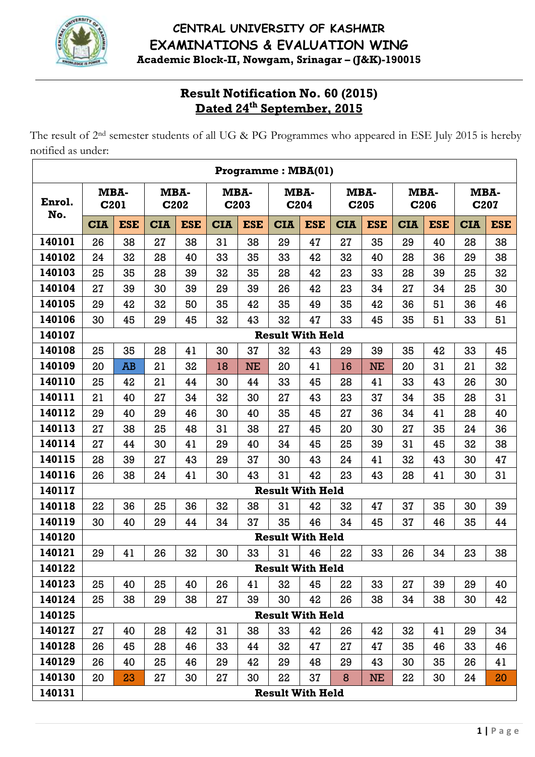# CENTRAL UNIVERSITY OF KASHMIR
## EXAMINATIONS & EVALUATION WING
**Academic Block-II, Nowgam, Srinagar – (J&K)-190015**

## Result Notification No. 60 (2015)
## Dated 24th September, 2015

The result of 2nd semester students of all UG & PG Programmes who appeared in ESE July 2015 is hereby notified as under:

| Programme : MBA(01) | | | | | | | | | | | | | | |
|---|---|---|---|---|---|---|---|---|---|---|---|---|---|---|
| **Enrol. No.** | **MBA-C201** | | **MBA-C202** | | **MBA-C203** | | **MBA-C204** | | **MBA-C205** | | **MBA-C206** | | **MBA-C207** | |
| | **CIA** | **ESE** | **CIA** | **ESE** | **CIA** | **ESE** | **CIA** | **ESE** | **CIA** | **ESE** | **CIA** | **ESE** | **CIA** | **ESE** |
| **140101** | 26 | 38 | 27 | 38 | 31 | 38 | 29 | 47 | 27 | 35 | 29 | 40 | 28 | 38 |
| **140102** | 24 | 32 | 28 | 40 | 33 | 35 | 33 | 42 | 32 | 40 | 28 | 36 | 29 | 38 |
| **140103** | 25 | 35 | 28 | 39 | 32 | 35 | 28 | 42 | 23 | 33 | 28 | 39 | 25 | 32 |
| **140104** | 27 | 39 | 30 | 39 | 29 | 39 | 26 | 42 | 23 | 34 | 27 | 34 | 25 | 30 |
| **140105** | 29 | 42 | 32 | 50 | 35 | 42 | 35 | 49 | 35 | 42 | 36 | 51 | 36 | 46 |
| **140106** | 30 | 45 | 29 | 45 | 32 | 43 | 32 | 47 | 33 | 45 | 35 | 51 | 33 | 51 |
| **140107** | **Result With Held** | | | | | | | | | | | | | |
| **140108** | 25 | 35 | 28 | 41 | 30 | 37 | 32 | 43 | 29 | 39 | 35 | 42 | 33 | 45 |
| **140109** | 20 | AB | 21 | 32 | 18 | NE | 20 | 41 | 16 | NE | 20 | 31 | 21 | 32 |
| **140110** | 25 | 42 | 21 | 44 | 30 | 44 | 33 | 45 | 28 | 41 | 33 | 43 | 26 | 30 |
| **140111** | 21 | 40 | 27 | 34 | 32 | 30 | 27 | 43 | 23 | 37 | 34 | 35 | 28 | 31 |
| **140112** | 29 | 40 | 29 | 46 | 30 | 40 | 35 | 45 | 27 | 36 | 34 | 41 | 28 | 40 |
| **140113** | 27 | 38 | 25 | 48 | 31 | 38 | 27 | 45 | 20 | 30 | 27 | 35 | 24 | 36 |
| **140114** | 27 | 44 | 30 | 41 | 29 | 40 | 34 | 45 | 25 | 39 | 31 | 45 | 32 | 38 |
| **140115** | 28 | 39 | 27 | 43 | 29 | 37 | 30 | 43 | 24 | 41 | 32 | 43 | 30 | 47 |
| **140116** | 26 | 38 | 24 | 41 | 30 | 43 | 31 | 42 | 23 | 43 | 28 | 41 | 30 | 31 |
| **140117** | **Result With Held** | | | | | | | | | | | | | |
| **140118** | 22 | 36 | 25 | 36 | 32 | 38 | 31 | 42 | 32 | 47 | 37 | 35 | 30 | 39 |
| **140119** | 30 | 40 | 29 | 44 | 34 | 37 | 35 | 46 | 34 | 45 | 37 | 46 | 35 | 44 |
| **140120** | **Result With Held** | | | | | | | | | | | | | |
| **140121** | 29 | 41 | 26 | 32 | 30 | 33 | 31 | 46 | 22 | 33 | 26 | 34 | 23 | 38 |
| **140122** | **Result With Held** | | | | | | | | | | | | | |
| **140123** | 25 | 40 | 25 | 40 | 26 | 41 | 32 | 45 | 22 | 33 | 27 | 39 | 29 | 40 |
| **140124** | 25 | 38 | 29 | 38 | 27 | 39 | 30 | 42 | 26 | 38 | 34 | 38 | 30 | 42 |
| **140125** | **Result With Held** | | | | | | | | | | | | | |
| **140127** | 27 | 40 | 28 | 42 | 31 | 38 | 33 | 42 | 26 | 42 | 32 | 41 | 29 | 34 |
| **140128** | 26 | 45 | 28 | 46 | 33 | 44 | 32 | 47 | 27 | 47 | 35 | 46 | 33 | 46 |
| **140129** | 26 | 40 | 25 | 46 | 29 | 42 | 29 | 48 | 29 | 43 | 30 | 35 | 26 | 41 |
| **140130** | 20 | 23 | 27 | 30 | 27 | 30 | 22 | 37 | 8 | NE | 22 | 30 | 24 | 20 |
| **140131** | **Result With Held** | | | | | | | | | | | | | |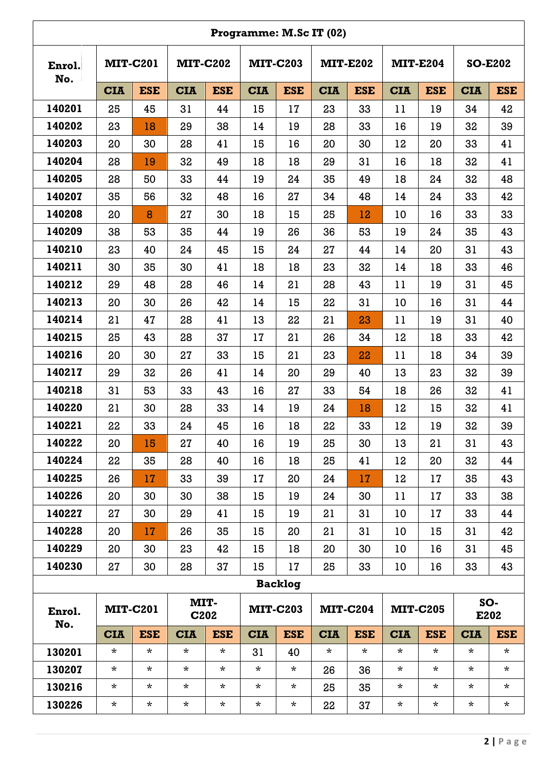| Programme: M.Sc IT (02) | | | | | | | | | | | | |
|---|---|---|---|---|---|---|---|---|---|---|---|---|
| Enrol. No. | MIT-C201 | | MIT-C202 | | MIT-C203 | | MIT-E202 | | MIT-E204 | | SO-E202 | |
| | CIA | ESE | CIA | ESE | CIA | ESE | CIA | ESE | CIA | ESE | CIA | ESE |
| 140201 | 25 | 45 | 31 | 44 | 15 | 17 | 23 | 33 | 11 | 19 | 34 | 42 |
| 140202 | 23 | 18 | 29 | 38 | 14 | 19 | 28 | 33 | 16 | 19 | 32 | 39 |
| 140203 | 20 | 30 | 28 | 41 | 15 | 16 | 20 | 30 | 12 | 20 | 33 | 41 |
| 140204 | 28 | 19 | 32 | 49 | 18 | 18 | 29 | 31 | 16 | 18 | 32 | 41 |
| 140205 | 28 | 50 | 33 | 44 | 19 | 24 | 35 | 49 | 18 | 24 | 32 | 48 |
| 140207 | 35 | 56 | 32 | 48 | 16 | 27 | 34 | 48 | 14 | 24 | 33 | 42 |
| 140208 | 20 | 8 | 27 | 30 | 18 | 15 | 25 | 12 | 10 | 16 | 33 | 33 |
| 140209 | 38 | 53 | 35 | 44 | 19 | 26 | 36 | 53 | 19 | 24 | 35 | 43 |
| 140210 | 23 | 40 | 24 | 45 | 15 | 24 | 27 | 44 | 14 | 20 | 31 | 43 |
| 140211 | 30 | 35 | 30 | 41 | 18 | 18 | 23 | 32 | 14 | 18 | 33 | 46 |
| 140212 | 29 | 48 | 28 | 46 | 14 | 21 | 28 | 43 | 11 | 19 | 31 | 45 |
| 140213 | 20 | 30 | 26 | 42 | 14 | 15 | 22 | 31 | 10 | 16 | 31 | 44 |
| 140214 | 21 | 47 | 28 | 41 | 13 | 22 | 21 | 23 | 11 | 19 | 31 | 40 |
| 140215 | 25 | 43 | 28 | 37 | 17 | 21 | 26 | 34 | 12 | 18 | 33 | 42 |
| 140216 | 20 | 30 | 27 | 33 | 15 | 21 | 23 | 22 | 11 | 18 | 34 | 39 |
| 140217 | 29 | 32 | 26 | 41 | 14 | 20 | 29 | 40 | 13 | 23 | 32 | 39 |
| 140218 | 31 | 53 | 33 | 43 | 16 | 27 | 33 | 54 | 18 | 26 | 32 | 41 |
| 140220 | 21 | 30 | 28 | 33 | 14 | 19 | 24 | 18 | 12 | 15 | 32 | 41 |
| 140221 | 22 | 33 | 24 | 45 | 16 | 18 | 22 | 33 | 12 | 19 | 32 | 39 |
| 140222 | 20 | 15 | 27 | 40 | 16 | 19 | 25 | 30 | 13 | 21 | 31 | 43 |
| 140224 | 22 | 35 | 28 | 40 | 16 | 18 | 25 | 41 | 12 | 20 | 32 | 44 |
| 140225 | 26 | 17 | 33 | 39 | 17 | 20 | 24 | 17 | 12 | 17 | 35 | 43 |
| 140226 | 20 | 30 | 30 | 38 | 15 | 19 | 24 | 30 | 11 | 17 | 33 | 38 |
| 140227 | 27 | 30 | 29 | 41 | 15 | 19 | 21 | 31 | 10 | 17 | 33 | 44 |
| 140228 | 20 | 17 | 26 | 35 | 15 | 20 | 21 | 31 | 10 | 15 | 31 | 42 |
| 140229 | 20 | 30 | 23 | 42 | 15 | 18 | 20 | 30 | 10 | 16 | 31 | 45 |
| 140230 | 27 | 30 | 28 | 37 | 15 | 17 | 25 | 33 | 10 | 16 | 33 | 43 |

**Backlog**

| Enrol. No. | MIT-C201 | | MIT-C202 | | MIT-C203 | | MIT-C204 | | MIT-C205 | | SO-E202 | |
|---|---|---|---|---|---|---|---|---|---|---|---|---|
| | CIA | ESE | CIA | ESE | CIA | ESE | CIA | ESE | CIA | ESE | CIA | ESE |
| 130201 | * | * | * | * | 31 | 40 | * | * | * | * | * | * |
| 130207 | * | * | * | * | * | * | 26 | 36 | * | * | * | * |
| 130216 | * | * | * | * | * | * | 25 | 35 | * | * | * | * |
| 130226 | * | * | * | * | * | * | 22 | 37 | * | * | * | * |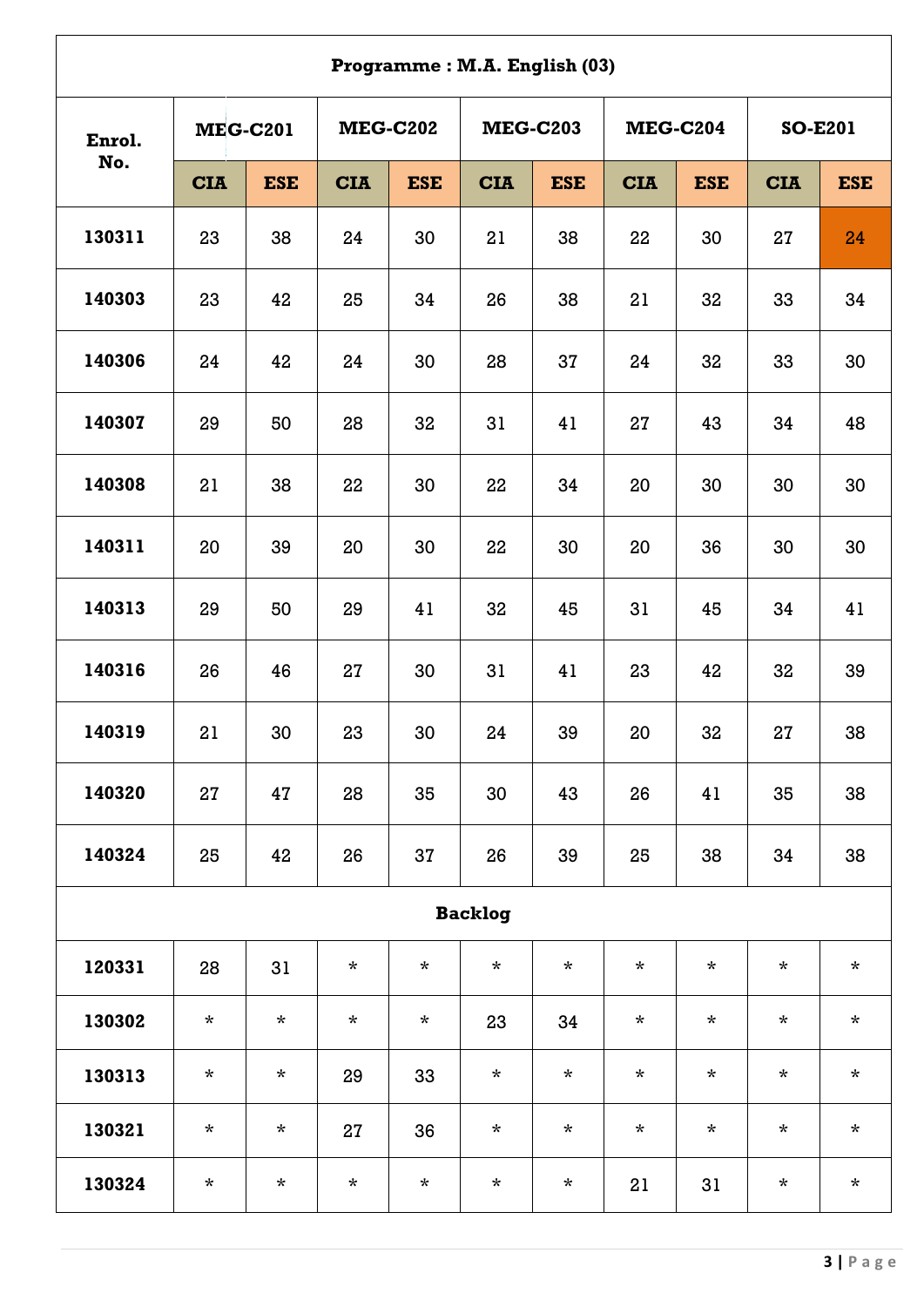| Programme : M.A. English (03) | | | | | | | | | | |
|---|---|---|---|---|---|---|---|---|---|---|
| Enrol. No. | MEG-C201 | | MEG-C202 | | MEG-C203 | | MEG-C204 | | SO-E201 | |
| | CIA | ESE | CIA | ESE | CIA | ESE | CIA | ESE | CIA | ESE |
| 130311 | 23 | 38 | 24 | 30 | 21 | 38 | 22 | 30 | 27 | 24 |
| 140303 | 23 | 42 | 25 | 34 | 26 | 38 | 21 | 32 | 33 | 34 |
| 140306 | 24 | 42 | 24 | 30 | 28 | 37 | 24 | 32 | 33 | 30 |
| 140307 | 29 | 50 | 28 | 32 | 31 | 41 | 27 | 43 | 34 | 48 |
| 140308 | 21 | 38 | 22 | 30 | 22 | 34 | 20 | 30 | 30 | 30 |
| 140311 | 20 | 39 | 20 | 30 | 22 | 30 | 20 | 36 | 30 | 30 |
| 140313 | 29 | 50 | 29 | 41 | 32 | 45 | 31 | 45 | 34 | 41 |
| 140316 | 26 | 46 | 27 | 30 | 31 | 41 | 23 | 42 | 32 | 39 |
| 140319 | 21 | 30 | 23 | 30 | 24 | 39 | 20 | 32 | 27 | 38 |
| 140320 | 27 | 47 | 28 | 35 | 30 | 43 | 26 | 41 | 35 | 38 |
| 140324 | 25 | 42 | 26 | 37 | 26 | 39 | 25 | 38 | 34 | 38 |
| **Backlog** | | | | | | | | | | |
| 120331 | 28 | 31 | * | * | * | * | * | * | * | * |
| 130302 | * | * | * | * | 23 | 34 | * | * | * | * |
| 130313 | * | * | 29 | 33 | * | * | * | * | * | * |
| 130321 | * | * | 27 | 36 | * | * | * | * | * | * |
| 130324 | * | * | * | * | * | * | 21 | 31 | * | * |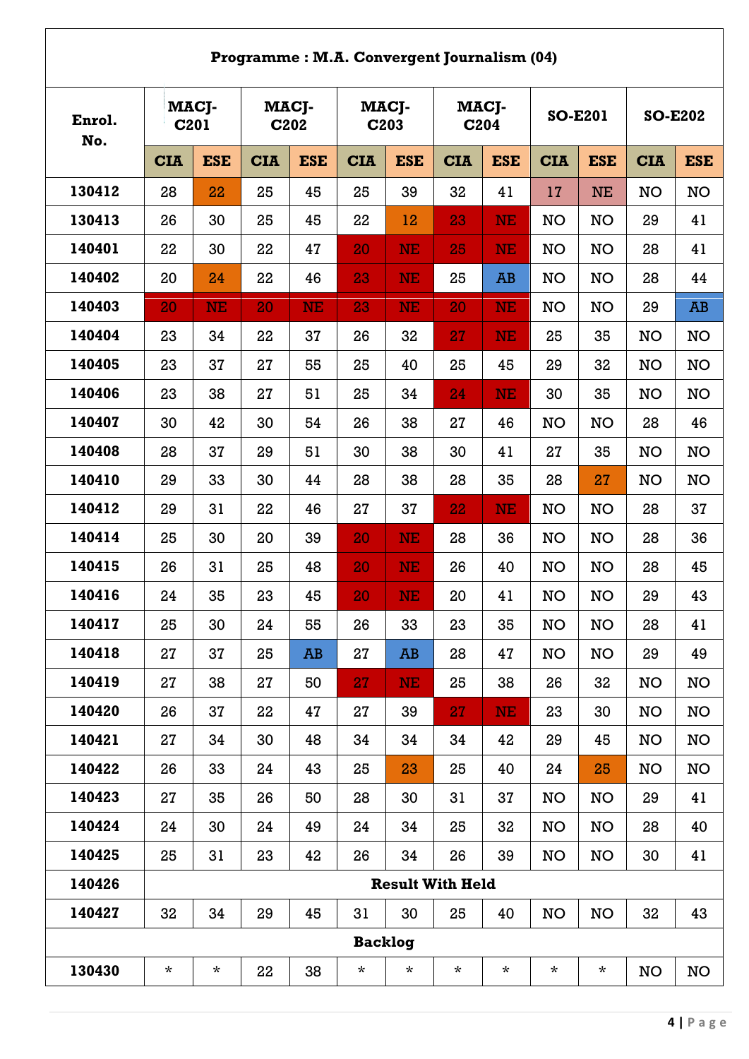**Programme : M.A. Convergent Journalism (04)**

| Enrol. No. | MACJ-C201 | | MACJ-C202 | | MACJ-C203 | | MACJ-C204 | | SO-E201 | | SO-E202 | |
|---|---|---|---|---|---|---|---|---|---|---|---|---|
| | CIA | ESE | CIA | ESE | CIA | ESE | CIA | ESE | CIA | ESE | CIA | ESE |
| 130412 | 28 | 22 | 25 | 45 | 25 | 39 | 32 | 41 | 17 | NE | NO | NO |
| 130413 | 26 | 30 | 25 | 45 | 22 | 12 | 23 | NE | NO | NO | 29 | 41 |
| 140401 | 22 | 30 | 22 | 47 | 20 | NE | 25 | NE | NO | NO | 28 | 41 |
| 140402 | 20 | 24 | 22 | 46 | 23 | NE | 25 | AB | NO | NO | 28 | 44 |
| 140403 | 20 | NE | 20 | NE | 23 | NE | 20 | NE | NO | NO | 29 | AB |
| 140404 | 23 | 34 | 22 | 37 | 26 | 32 | 27 | NE | 25 | 35 | NO | NO |
| 140405 | 23 | 37 | 27 | 55 | 25 | 40 | 25 | 45 | 29 | 32 | NO | NO |
| 140406 | 23 | 38 | 27 | 51 | 25 | 34 | 24 | NE | 30 | 35 | NO | NO |
| 140407 | 30 | 42 | 30 | 54 | 26 | 38 | 27 | 46 | NO | NO | 28 | 46 |
| 140408 | 28 | 37 | 29 | 51 | 30 | 38 | 30 | 41 | 27 | 35 | NO | NO |
| 140410 | 29 | 33 | 30 | 44 | 28 | 38 | 28 | 35 | 28 | 27 | NO | NO |
| 140412 | 29 | 31 | 22 | 46 | 27 | 37 | 22 | NE | NO | NO | 28 | 37 |
| 140414 | 25 | 30 | 20 | 39 | 20 | NE | 28 | 36 | NO | NO | 28 | 36 |
| 140415 | 26 | 31 | 25 | 48 | 20 | NE | 26 | 40 | NO | NO | 28 | 45 |
| 140416 | 24 | 35 | 23 | 45 | 20 | NE | 20 | 41 | NO | NO | 29 | 43 |
| 140417 | 25 | 30 | 24 | 55 | 26 | 33 | 23 | 35 | NO | NO | 28 | 41 |
| 140418 | 27 | 37 | 25 | AB | 27 | AB | 28 | 47 | NO | NO | 29 | 49 |
| 140419 | 27 | 38 | 27 | 50 | 27 | NE | 25 | 38 | 26 | 32 | NO | NO |
| 140420 | 26 | 37 | 22 | 47 | 27 | 39 | 27 | NE | 23 | 30 | NO | NO |
| 140421 | 27 | 34 | 30 | 48 | 34 | 34 | 34 | 42 | 29 | 45 | NO | NO |
| 140422 | 26 | 33 | 24 | 43 | 25 | 23 | 25 | 40 | 24 | 25 | NO | NO |
| 140423 | 27 | 35 | 26 | 50 | 28 | 30 | 31 | 37 | NO | NO | 29 | 41 |
| 140424 | 24 | 30 | 24 | 49 | 24 | 34 | 25 | 32 | NO | NO | 28 | 40 |
| 140425 | 25 | 31 | 23 | 42 | 26 | 34 | 26 | 39 | NO | NO | 30 | 41 |
| 140426 | Result With Held | | | | | | | | | | | |
| 140427 | 32 | 34 | 29 | 45 | 31 | 30 | 25 | 40 | NO | NO | 32 | 43 |
| **Backlog** | | | | | | | | | | | | |
| 130430 | * | * | 22 | 38 | * | * | * | * | * | * | NO | NO |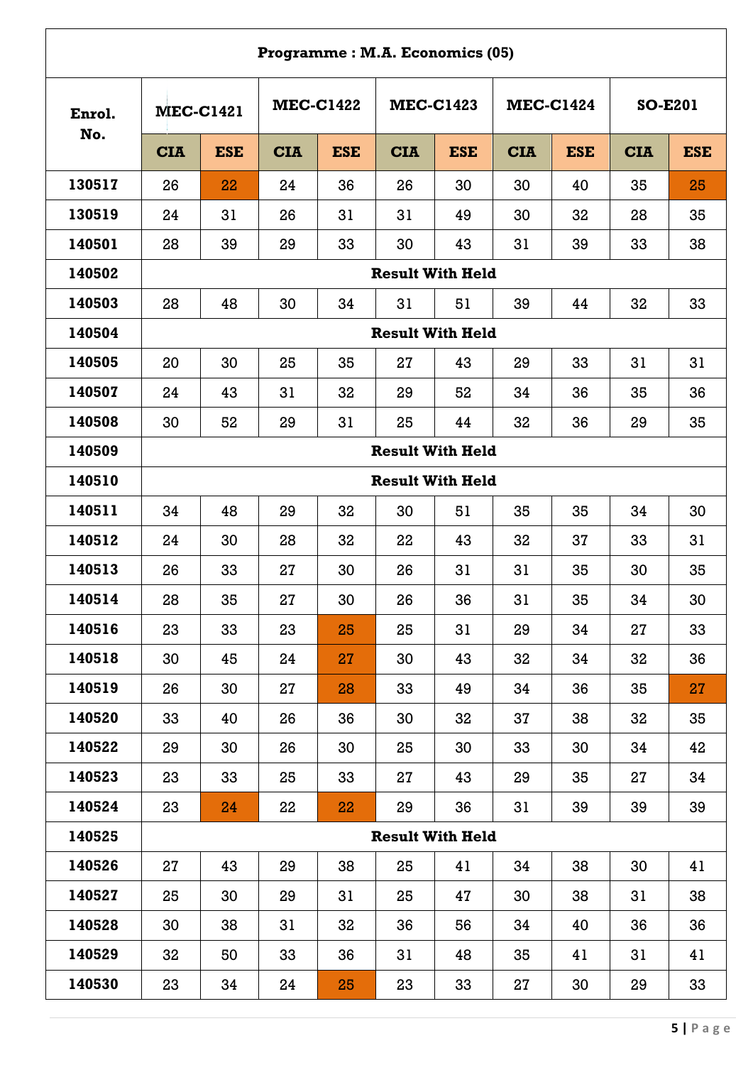| Programme : M.A. Economics (05) | | | | | | | | | | |
|---|---|---|---|---|---|---|---|---|---|---|
| **Enrol. No.** | **MEC-C1421** | | **MEC-C1422** | | **MEC-C1423** | | **MEC-C1424** | | **SO-E201** | |
| | **CIA** | **ESE** | **CIA** | **ESE** | **CIA** | **ESE** | **CIA** | **ESE** | **CIA** | **ESE** |
| **130517** | 26 | 22 | 24 | 36 | 26 | 30 | 30 | 40 | 35 | 25 |
| **130519** | 24 | 31 | 26 | 31 | 31 | 49 | 30 | 32 | 28 | 35 |
| **140501** | 28 | 39 | 29 | 33 | 30 | 43 | 31 | 39 | 33 | 38 |
| **140502** | **Result With Held** | | | | | | | | | |
| **140503** | 28 | 48 | 30 | 34 | 31 | 51 | 39 | 44 | 32 | 33 |
| **140504** | **Result With Held** | | | | | | | | | |
| **140505** | 20 | 30 | 25 | 35 | 27 | 43 | 29 | 33 | 31 | 31 |
| **140507** | 24 | 43 | 31 | 32 | 29 | 52 | 34 | 36 | 35 | 36 |
| **140508** | 30 | 52 | 29 | 31 | 25 | 44 | 32 | 36 | 29 | 35 |
| **140509** | **Result With Held** | | | | | | | | | |
| **140510** | **Result With Held** | | | | | | | | | |
| **140511** | 34 | 48 | 29 | 32 | 30 | 51 | 35 | 35 | 34 | 30 |
| **140512** | 24 | 30 | 28 | 32 | 22 | 43 | 32 | 37 | 33 | 31 |
| **140513** | 26 | 33 | 27 | 30 | 26 | 31 | 31 | 35 | 30 | 35 |
| **140514** | 28 | 35 | 27 | 30 | 26 | 36 | 31 | 35 | 34 | 30 |
| **140516** | 23 | 33 | 23 | 25 | 25 | 31 | 29 | 34 | 27 | 33 |
| **140518** | 30 | 45 | 24 | 27 | 30 | 43 | 32 | 34 | 32 | 36 |
| **140519** | 26 | 30 | 27 | 28 | 33 | 49 | 34 | 36 | 35 | 27 |
| **140520** | 33 | 40 | 26 | 36 | 30 | 32 | 37 | 38 | 32 | 35 |
| **140522** | 29 | 30 | 26 | 30 | 25 | 30 | 33 | 30 | 34 | 42 |
| **140523** | 23 | 33 | 25 | 33 | 27 | 43 | 29 | 35 | 27 | 34 |
| **140524** | 23 | 24 | 22 | 22 | 29 | 36 | 31 | 39 | 39 | 39 |
| **140525** | **Result With Held** | | | | | | | | | |
| **140526** | 27 | 43 | 29 | 38 | 25 | 41 | 34 | 38 | 30 | 41 |
| **140527** | 25 | 30 | 29 | 31 | 25 | 47 | 30 | 38 | 31 | 38 |
| **140528** | 30 | 38 | 31 | 32 | 36 | 56 | 34 | 40 | 36 | 36 |
| **140529** | 32 | 50 | 33 | 36 | 31 | 48 | 35 | 41 | 31 | 41 |
| **140530** | 23 | 34 | 24 | 25 | 23 | 33 | 27 | 30 | 29 | 33 |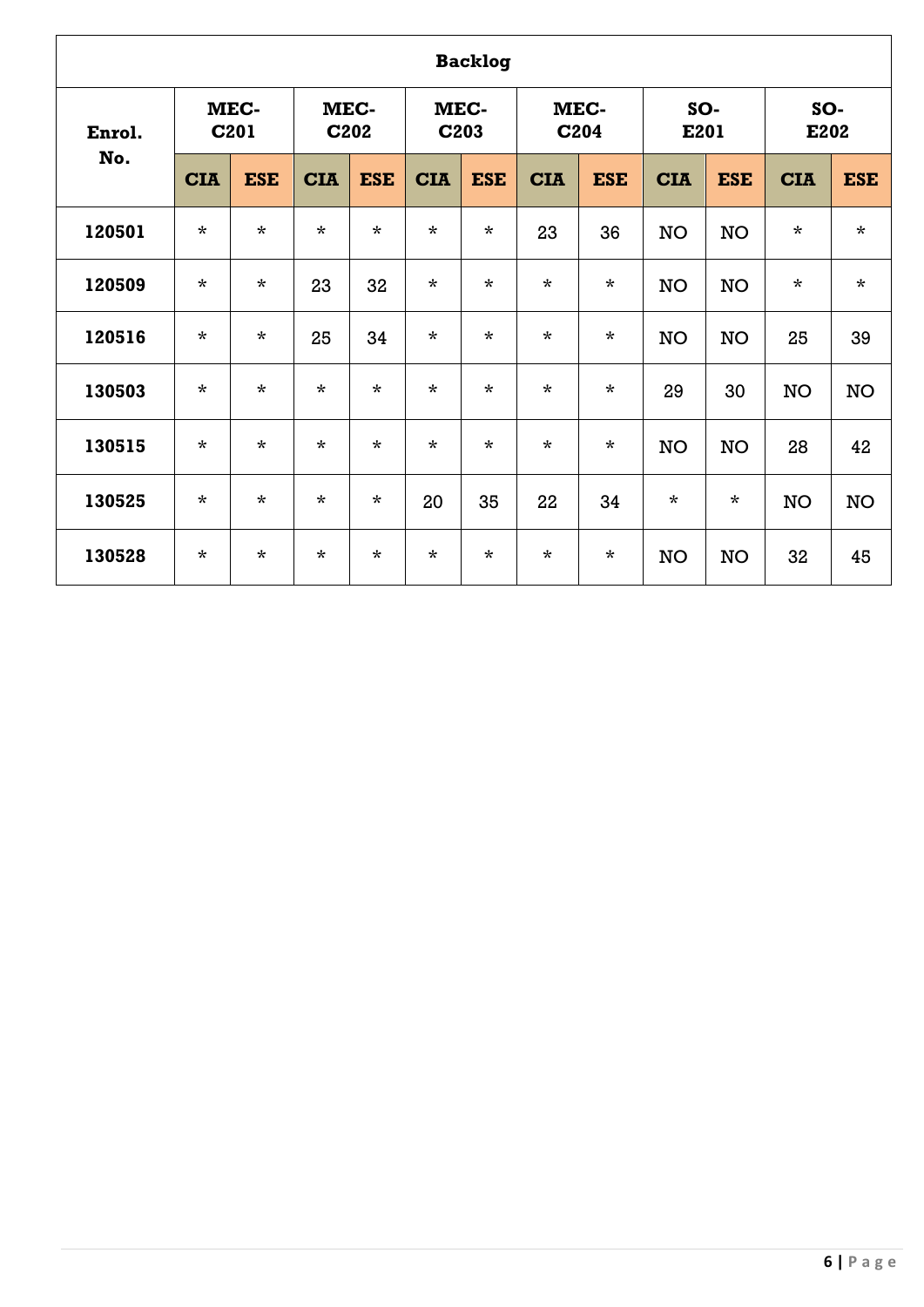| Backlog | | | | | | | | | | | | |
|---|---|---|---|---|---|---|---|---|---|---|---|---|
| **Enrol. No.** | **MEC-C201** | | **MEC-C202** | | **MEC-C203** | | **MEC-C204** | | **SO-E201** | | **SO-E202** | |
| | **CIA** | **ESE** | **CIA** | **ESE** | **CIA** | **ESE** | **CIA** | **ESE** | **CIA** | **ESE** | **CIA** | **ESE** |
| **120501** | * | * | * | * | * | * | 23 | 36 | NO | NO | * | * |
| **120509** | * | * | 23 | 32 | * | * | * | * | NO | NO | * | * |
| **120516** | * | * | 25 | 34 | * | * | * | * | NO | NO | 25 | 39 |
| **130503** | * | * | * | * | * | * | * | * | 29 | 30 | NO | NO |
| **130515** | * | * | * | * | * | * | * | * | NO | NO | 28 | 42 |
| **130525** | * | * | * | * | 20 | 35 | 22 | 34 | * | * | NO | NO |
| **130528** | * | * | * | * | * | * | * | * | NO | NO | 32 | 45 |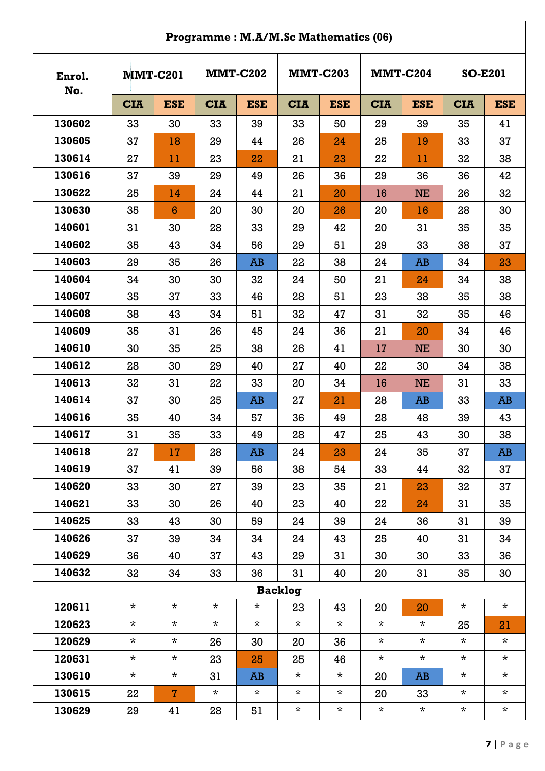**Programme : M.A/M.Sc Mathematics (06)**

| Enrol. No. | MMT-C201 | | MMT-C202 | | MMT-C203 | | MMT-C204 | | SO-E201 | |
|---|---|---|---|---|---|---|---|---|---|---|
| | CIA | ESE | CIA | ESE | CIA | ESE | CIA | ESE | CIA | ESE |
| 130602 | 33 | 30 | 33 | 39 | 33 | 50 | 29 | 39 | 35 | 41 |
| 130605 | 37 | 18 | 29 | 44 | 26 | 24 | 25 | 19 | 33 | 37 |
| 130614 | 27 | 11 | 23 | 22 | 21 | 23 | 22 | 11 | 32 | 38 |
| 130616 | 37 | 39 | 29 | 49 | 26 | 36 | 29 | 36 | 36 | 42 |
| 130622 | 25 | 14 | 24 | 44 | 21 | 20 | 16 | NE | 26 | 32 |
| 130630 | 35 | 6 | 20 | 30 | 20 | 26 | 20 | 16 | 28 | 30 |
| 140601 | 31 | 30 | 28 | 33 | 29 | 42 | 20 | 31 | 35 | 35 |
| 140602 | 35 | 43 | 34 | 56 | 29 | 51 | 29 | 33 | 38 | 37 |
| 140603 | 29 | 35 | 26 | AB | 22 | 38 | 24 | AB | 34 | 23 |
| 140604 | 34 | 30 | 30 | 32 | 24 | 50 | 21 | 24 | 34 | 38 |
| 140607 | 35 | 37 | 33 | 46 | 28 | 51 | 23 | 38 | 35 | 38 |
| 140608 | 38 | 43 | 34 | 51 | 32 | 47 | 31 | 32 | 35 | 46 |
| 140609 | 35 | 31 | 26 | 45 | 24 | 36 | 21 | 20 | 34 | 46 |
| 140610 | 30 | 35 | 25 | 38 | 26 | 41 | 17 | NE | 30 | 30 |
| 140612 | 28 | 30 | 29 | 40 | 27 | 40 | 22 | 30 | 34 | 38 |
| 140613 | 32 | 31 | 22 | 33 | 20 | 34 | 16 | NE | 31 | 33 |
| 140614 | 37 | 30 | 25 | AB | 27 | 21 | 28 | AB | 33 | AB |
| 140616 | 35 | 40 | 34 | 57 | 36 | 49 | 28 | 48 | 39 | 43 |
| 140617 | 31 | 35 | 33 | 49 | 28 | 47 | 25 | 43 | 30 | 38 |
| 140618 | 27 | 17 | 28 | AB | 24 | 23 | 24 | 35 | 37 | AB |
| 140619 | 37 | 41 | 39 | 56 | 38 | 54 | 33 | 44 | 32 | 37 |
| 140620 | 33 | 30 | 27 | 39 | 23 | 35 | 21 | 23 | 32 | 37 |
| 140621 | 33 | 30 | 26 | 40 | 23 | 40 | 22 | 24 | 31 | 35 |
| 140625 | 33 | 43 | 30 | 59 | 24 | 39 | 24 | 36 | 31 | 39 |
| 140626 | 37 | 39 | 34 | 34 | 24 | 43 | 25 | 40 | 31 | 34 |
| 140629 | 36 | 40 | 37 | 43 | 29 | 31 | 30 | 30 | 33 | 36 |
| 140632 | 32 | 34 | 33 | 36 | 31 | 40 | 20 | 31 | 35 | 30 |
| **Backlog** | | | | | | | | | | |
| 120611 | * | * | * | * | 23 | 43 | 20 | 20 | * | * |
| 120623 | * | * | * | * | * | * | * | * | 25 | 21 |
| 120629 | * | * | 26 | 30 | 20 | 36 | * | * | * | * |
| 120631 | * | * | 23 | 25 | 25 | 46 | * | * | * | * |
| 130610 | * | * | 31 | AB | * | * | 20 | AB | * | * |
| 130615 | 22 | 7 | * | * | * | * | 20 | 33 | * | * |
| 130629 | 29 | 41 | 28 | 51 | * | * | * | * | * | * |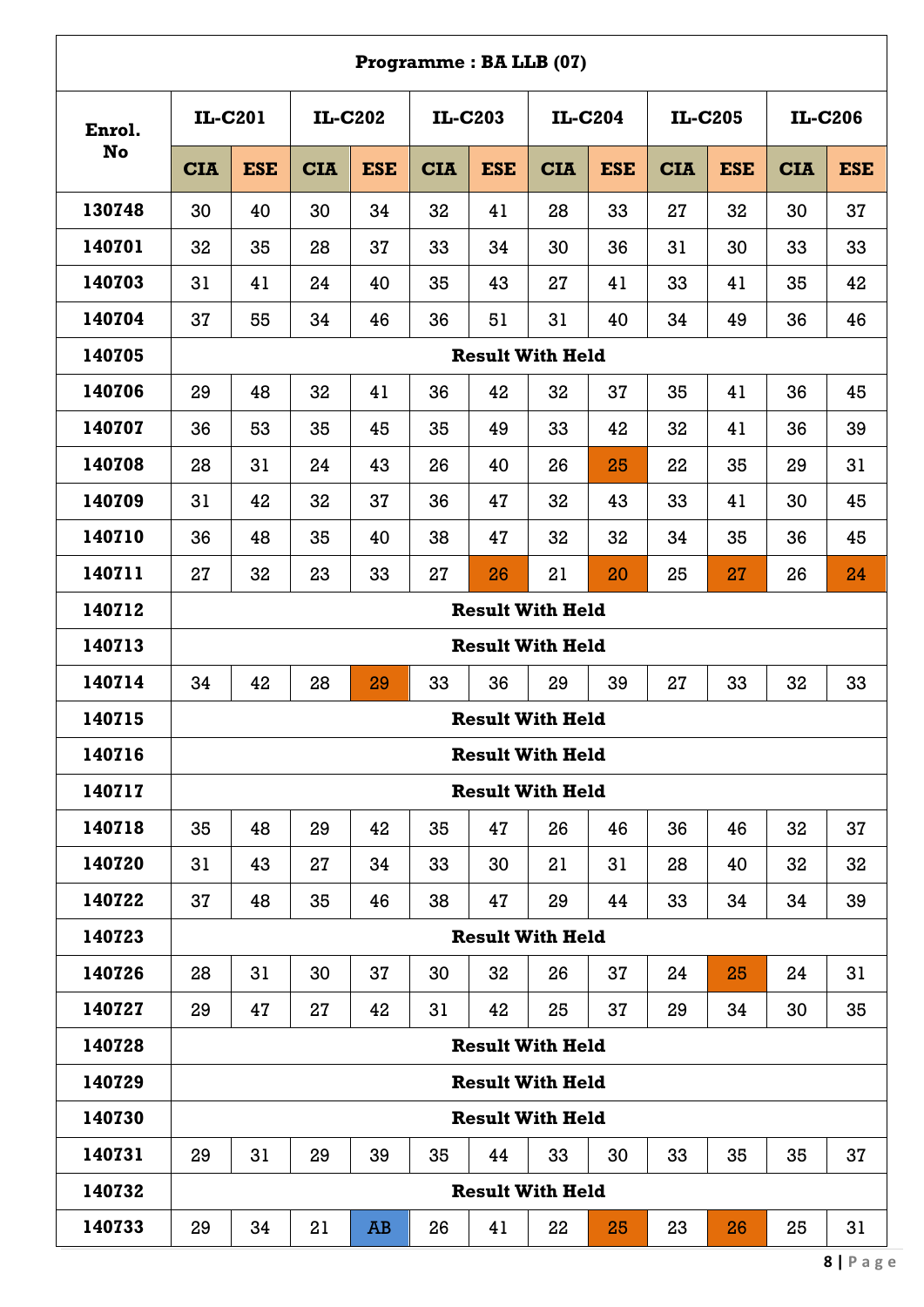| Programme : BA LLB (07) | | | | | | | | | | | | |
|---|---|---|---|---|---|---|---|---|---|---|---|---|
| Enrol. No | IL-C201 | | IL-C202 | | IL-C203 | | IL-C204 | | IL-C205 | | IL-C206 | |
| | CIA | ESE | CIA | ESE | CIA | ESE | CIA | ESE | CIA | ESE | CIA | ESE |
| 130748 | 30 | 40 | 30 | 34 | 32 | 41 | 28 | 33 | 27 | 32 | 30 | 37 |
| 140701 | 32 | 35 | 28 | 37 | 33 | 34 | 30 | 36 | 31 | 30 | 33 | 33 |
| 140703 | 31 | 41 | 24 | 40 | 35 | 43 | 27 | 41 | 33 | 41 | 35 | 42 |
| 140704 | 37 | 55 | 34 | 46 | 36 | 51 | 31 | 40 | 34 | 49 | 36 | 46 |
| 140705 | Result With Held | | | | | | | | | | | |
| 140706 | 29 | 48 | 32 | 41 | 36 | 42 | 32 | 37 | 35 | 41 | 36 | 45 |
| 140707 | 36 | 53 | 35 | 45 | 35 | 49 | 33 | 42 | 32 | 41 | 36 | 39 |
| 140708 | 28 | 31 | 24 | 43 | 26 | 40 | 26 | 25 | 22 | 35 | 29 | 31 |
| 140709 | 31 | 42 | 32 | 37 | 36 | 47 | 32 | 43 | 33 | 41 | 30 | 45 |
| 140710 | 36 | 48 | 35 | 40 | 38 | 47 | 32 | 32 | 34 | 35 | 36 | 45 |
| 140711 | 27 | 32 | 23 | 33 | 27 | 26 | 21 | 20 | 25 | 27 | 26 | 24 |
| 140712 | Result With Held | | | | | | | | | | | |
| 140713 | Result With Held | | | | | | | | | | | |
| 140714 | 34 | 42 | 28 | 29 | 33 | 36 | 29 | 39 | 27 | 33 | 32 | 33 |
| 140715 | Result With Held | | | | | | | | | | | |
| 140716 | Result With Held | | | | | | | | | | | |
| 140717 | Result With Held | | | | | | | | | | | |
| 140718 | 35 | 48 | 29 | 42 | 35 | 47 | 26 | 46 | 36 | 46 | 32 | 37 |
| 140720 | 31 | 43 | 27 | 34 | 33 | 30 | 21 | 31 | 28 | 40 | 32 | 32 |
| 140722 | 37 | 48 | 35 | 46 | 38 | 47 | 29 | 44 | 33 | 34 | 34 | 39 |
| 140723 | Result With Held | | | | | | | | | | | |
| 140726 | 28 | 31 | 30 | 37 | 30 | 32 | 26 | 37 | 24 | 25 | 24 | 31 |
| 140727 | 29 | 47 | 27 | 42 | 31 | 42 | 25 | 37 | 29 | 34 | 30 | 35 |
| 140728 | Result With Held | | | | | | | | | | | |
| 140729 | Result With Held | | | | | | | | | | | |
| 140730 | Result With Held | | | | | | | | | | | |
| 140731 | 29 | 31 | 29 | 39 | 35 | 44 | 33 | 30 | 33 | 35 | 35 | 37 |
| 140732 | Result With Held | | | | | | | | | | | |
| 140733 | 29 | 34 | 21 | AB | 26 | 41 | 22 | 25 | 23 | 26 | 25 | 31 |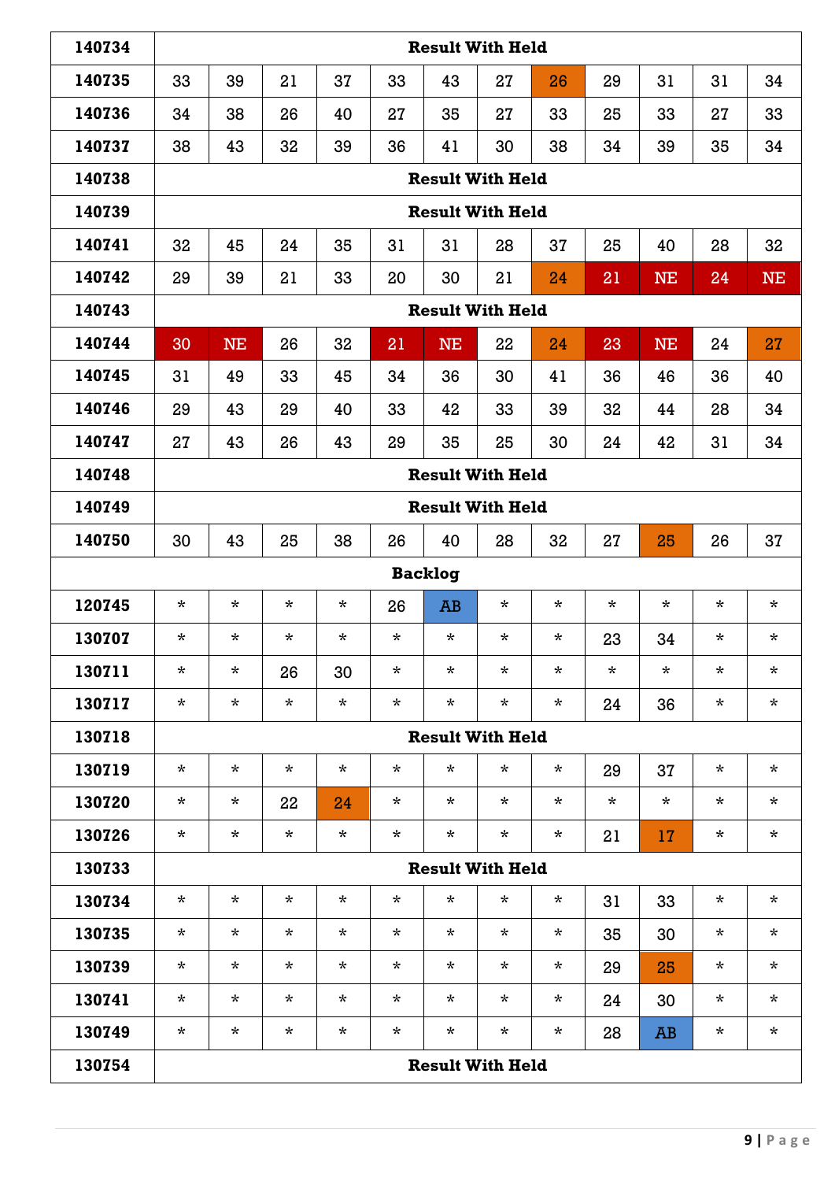| | | | | | | | | | | | | |
|---|---|---|---|---|---|---|---|---|---|---|---|---|
| **140734** | **Result With Held** | | | | | | | | | | | |
| **140735** | 33 | 39 | 21 | 37 | 33 | 43 | 27 | 26 | 29 | 31 | 31 | 34 |
| **140736** | 34 | 38 | 26 | 40 | 27 | 35 | 27 | 33 | 25 | 33 | 27 | 33 |
| **140737** | 38 | 43 | 32 | 39 | 36 | 41 | 30 | 38 | 34 | 39 | 35 | 34 |
| **140738** | **Result With Held** | | | | | | | | | | | |
| **140739** | **Result With Held** | | | | | | | | | | | |
| **140741** | 32 | 45 | 24 | 35 | 31 | 31 | 28 | 37 | 25 | 40 | 28 | 32 |
| **140742** | 29 | 39 | 21 | 33 | 20 | 30 | 21 | 24 | 21 | NE | 24 | NE |
| **140743** | **Result With Held** | | | | | | | | | | | |
| **140744** | 30 | NE | 26 | 32 | 21 | NE | 22 | 24 | 23 | NE | 24 | 27 |
| **140745** | 31 | 49 | 33 | 45 | 34 | 36 | 30 | 41 | 36 | 46 | 36 | 40 |
| **140746** | 29 | 43 | 29 | 40 | 33 | 42 | 33 | 39 | 32 | 44 | 28 | 34 |
| **140747** | 27 | 43 | 26 | 43 | 29 | 35 | 25 | 30 | 24 | 42 | 31 | 34 |
| **140748** | **Result With Held** | | | | | | | | | | | |
| **140749** | **Result With Held** | | | | | | | | | | | |
| **140750** | 30 | 43 | 25 | 38 | 26 | 40 | 28 | 32 | 27 | 25 | 26 | 37 |
| **Backlog** | | | | | | | | | | | | |
| **120745** | * | * | * | * | 26 | AB | * | * | * | * | * | * |
| **130707** | * | * | * | * | * | * | * | * | 23 | 34 | * | * |
| **130711** | * | * | 26 | 30 | * | * | * | * | * | * | * | * |
| **130717** | * | * | * | * | * | * | * | * | 24 | 36 | * | * |
| **130718** | **Result With Held** | | | | | | | | | | | |
| **130719** | * | * | * | * | * | * | * | * | 29 | 37 | * | * |
| **130720** | * | * | 22 | 24 | * | * | * | * | * | * | * | * |
| **130726** | * | * | * | * | * | * | * | * | 21 | 17 | * | * |
| **130733** | **Result With Held** | | | | | | | | | | | |
| **130734** | * | * | * | * | * | * | * | * | 31 | 33 | * | * |
| **130735** | * | * | * | * | * | * | * | * | 35 | 30 | * | * |
| **130739** | * | * | * | * | * | * | * | * | 29 | 25 | * | * |
| **130741** | * | * | * | * | * | * | * | * | 24 | 30 | * | * |
| **130749** | * | * | * | * | * | * | * | * | 28 | AB | * | * |
| **130754** | **Result With Held** | | | | | | | | | | | |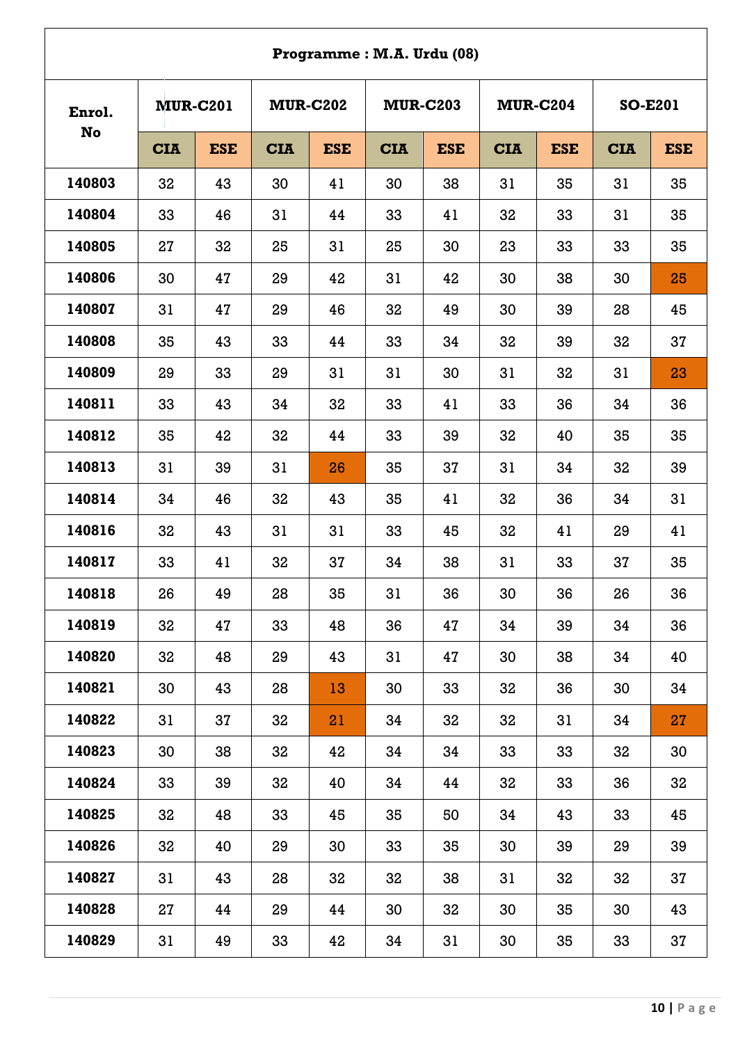| Programme : M.A. Urdu (08) | | | | | | | | | | |
|---|---|---|---|---|---|---|---|---|---|---|
| Enrol. No | MUR-C201 | | MUR-C202 | | MUR-C203 | | MUR-C204 | | SO-E201 | |
| | CIA | ESE | CIA | ESE | CIA | ESE | CIA | ESE | CIA | ESE |
| 140803 | 32 | 43 | 30 | 41 | 30 | 38 | 31 | 35 | 31 | 35 |
| 140804 | 33 | 46 | 31 | 44 | 33 | 41 | 32 | 33 | 31 | 35 |
| 140805 | 27 | 32 | 25 | 31 | 25 | 30 | 23 | 33 | 33 | 35 |
| 140806 | 30 | 47 | 29 | 42 | 31 | 42 | 30 | 38 | 30 | 25 |
| 140807 | 31 | 47 | 29 | 46 | 32 | 49 | 30 | 39 | 28 | 45 |
| 140808 | 35 | 43 | 33 | 44 | 33 | 34 | 32 | 39 | 32 | 37 |
| 140809 | 29 | 33 | 29 | 31 | 31 | 30 | 31 | 32 | 31 | 23 |
| 140811 | 33 | 43 | 34 | 32 | 33 | 41 | 33 | 36 | 34 | 36 |
| 140812 | 35 | 42 | 32 | 44 | 33 | 39 | 32 | 40 | 35 | 35 |
| 140813 | 31 | 39 | 31 | 26 | 35 | 37 | 31 | 34 | 32 | 39 |
| 140814 | 34 | 46 | 32 | 43 | 35 | 41 | 32 | 36 | 34 | 31 |
| 140816 | 32 | 43 | 31 | 31 | 33 | 45 | 32 | 41 | 29 | 41 |
| 140817 | 33 | 41 | 32 | 37 | 34 | 38 | 31 | 33 | 37 | 35 |
| 140818 | 26 | 49 | 28 | 35 | 31 | 36 | 30 | 36 | 26 | 36 |
| 140819 | 32 | 47 | 33 | 48 | 36 | 47 | 34 | 39 | 34 | 36 |
| 140820 | 32 | 48 | 29 | 43 | 31 | 47 | 30 | 38 | 34 | 40 |
| 140821 | 30 | 43 | 28 | 13 | 30 | 33 | 32 | 36 | 30 | 34 |
| 140822 | 31 | 37 | 32 | 21 | 34 | 32 | 32 | 31 | 34 | 27 |
| 140823 | 30 | 38 | 32 | 42 | 34 | 34 | 33 | 33 | 32 | 30 |
| 140824 | 33 | 39 | 32 | 40 | 34 | 44 | 32 | 33 | 36 | 32 |
| 140825 | 32 | 48 | 33 | 45 | 35 | 50 | 34 | 43 | 33 | 45 |
| 140826 | 32 | 40 | 29 | 30 | 33 | 35 | 30 | 39 | 29 | 39 |
| 140827 | 31 | 43 | 28 | 32 | 32 | 38 | 31 | 32 | 32 | 37 |
| 140828 | 27 | 44 | 29 | 44 | 30 | 32 | 30 | 35 | 30 | 43 |
| 140829 | 31 | 49 | 33 | 42 | 34 | 31 | 30 | 35 | 33 | 37 |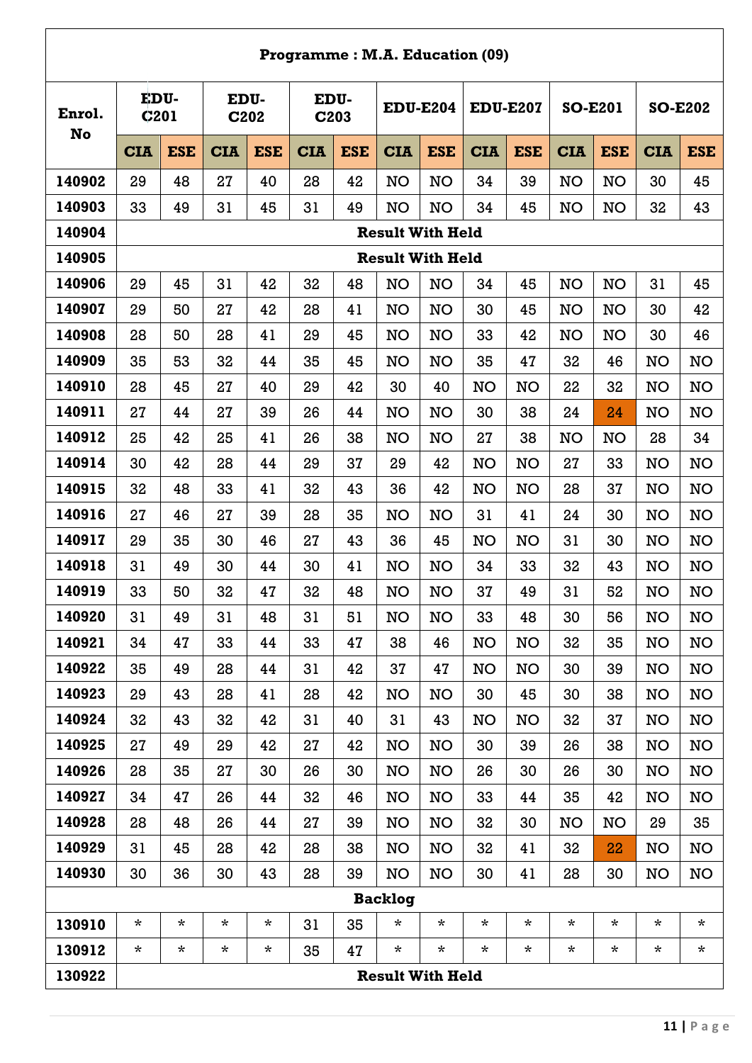## Programme : M.A. Education (09)

| Enrol. No | EDU-C201 | | EDU-C202 | | EDU-C203 | | EDU-E204 | | EDU-E207 | | SO-E201 | | SO-E202 | |
|---|---|---|---|---|---|---|---|---|---|---|---|---|---|---|
| | CIA | ESE | CIA | ESE | CIA | ESE | CIA | ESE | CIA | ESE | CIA | ESE | CIA | ESE |
| 140902 | 29 | 48 | 27 | 40 | 28 | 42 | NO | NO | 34 | 39 | NO | NO | 30 | 45 |
| 140903 | 33 | 49 | 31 | 45 | 31 | 49 | NO | NO | 34 | 45 | NO | NO | 32 | 43 |
| 140904 | **Result With Held** | | | | | | | | | | | | | |
| 140905 | **Result With Held** | | | | | | | | | | | | | |
| 140906 | 29 | 45 | 31 | 42 | 32 | 48 | NO | NO | 34 | 45 | NO | NO | 31 | 45 |
| 140907 | 29 | 50 | 27 | 42 | 28 | 41 | NO | NO | 30 | 45 | NO | NO | 30 | 42 |
| 140908 | 28 | 50 | 28 | 41 | 29 | 45 | NO | NO | 33 | 42 | NO | NO | 30 | 46 |
| 140909 | 35 | 53 | 32 | 44 | 35 | 45 | NO | NO | 35 | 47 | 32 | 46 | NO | NO |
| 140910 | 28 | 45 | 27 | 40 | 29 | 42 | 30 | 40 | NO | NO | 22 | 32 | NO | NO |
| 140911 | 27 | 44 | 27 | 39 | 26 | 44 | NO | NO | 30 | 38 | 24 | 24 | NO | NO |
| 140912 | 25 | 42 | 25 | 41 | 26 | 38 | NO | NO | 27 | 38 | NO | NO | 28 | 34 |
| 140914 | 30 | 42 | 28 | 44 | 29 | 37 | 29 | 42 | NO | NO | 27 | 33 | NO | NO |
| 140915 | 32 | 48 | 33 | 41 | 32 | 43 | 36 | 42 | NO | NO | 28 | 37 | NO | NO |
| 140916 | 27 | 46 | 27 | 39 | 28 | 35 | NO | NO | 31 | 41 | 24 | 30 | NO | NO |
| 140917 | 29 | 35 | 30 | 46 | 27 | 43 | 36 | 45 | NO | NO | 31 | 30 | NO | NO |
| 140918 | 31 | 49 | 30 | 44 | 30 | 41 | NO | NO | 34 | 33 | 32 | 43 | NO | NO |
| 140919 | 33 | 50 | 32 | 47 | 32 | 48 | NO | NO | 37 | 49 | 31 | 52 | NO | NO |
| 140920 | 31 | 49 | 31 | 48 | 31 | 51 | NO | NO | 33 | 48 | 30 | 56 | NO | NO |
| 140921 | 34 | 47 | 33 | 44 | 33 | 47 | 38 | 46 | NO | NO | 32 | 35 | NO | NO |
| 140922 | 35 | 49 | 28 | 44 | 31 | 42 | 37 | 47 | NO | NO | 30 | 39 | NO | NO |
| 140923 | 29 | 43 | 28 | 41 | 28 | 42 | NO | NO | 30 | 45 | 30 | 38 | NO | NO |
| 140924 | 32 | 43 | 32 | 42 | 31 | 40 | 31 | 43 | NO | NO | 32 | 37 | NO | NO |
| 140925 | 27 | 49 | 29 | 42 | 27 | 42 | NO | NO | 30 | 39 | 26 | 38 | NO | NO |
| 140926 | 28 | 35 | 27 | 30 | 26 | 30 | NO | NO | 26 | 30 | 26 | 30 | NO | NO |
| 140927 | 34 | 47 | 26 | 44 | 32 | 46 | NO | NO | 33 | 44 | 35 | 42 | NO | NO |
| 140928 | 28 | 48 | 26 | 44 | 27 | 39 | NO | NO | 32 | 30 | NO | NO | 29 | 35 |
| 140929 | 31 | 45 | 28 | 42 | 28 | 38 | NO | NO | 32 | 41 | 32 | 22 | NO | NO |
| 140930 | 30 | 36 | 30 | 43 | 28 | 39 | NO | NO | 30 | 41 | 28 | 30 | NO | NO |
| **Backlog** | | | | | | | | | | | | | | |
| 130910 | * | * | * | * | 31 | 35 | * | * | * | * | * | * | * | * |
| 130912 | * | * | * | * | 35 | 47 | * | * | * | * | * | * | * | * |
| 130922 | **Result With Held** | | | | | | | | | | | | | |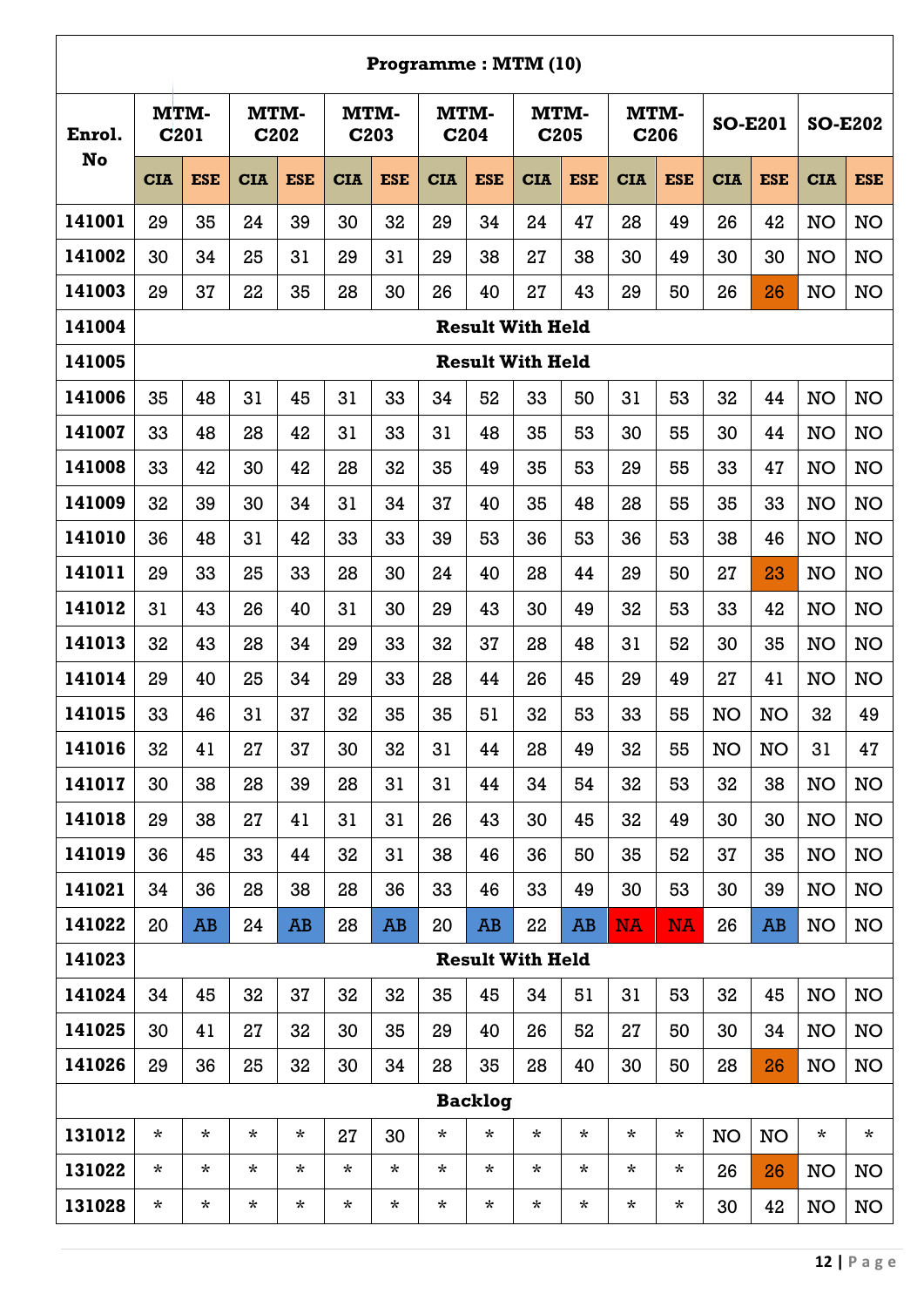| Programme : MTM (10) | | | | | | | | | | | | | | | | |
|---|---|---|---|---|---|---|---|---|---|---|---|---|---|---|---|---|
| Enrol. No | MTM-C201 | | MTM-C202 | | MTM-C203 | | MTM-C204 | | MTM-C205 | | MTM-C206 | | SO-E201 | | SO-E202 | |
| | CIA | ESE | CIA | ESE | CIA | ESE | CIA | ESE | CIA | ESE | CIA | ESE | CIA | ESE | CIA | ESE |
| 141001 | 29 | 35 | 24 | 39 | 30 | 32 | 29 | 34 | 24 | 47 | 28 | 49 | 26 | 42 | NO | NO |
| 141002 | 30 | 34 | 25 | 31 | 29 | 31 | 29 | 38 | 27 | 38 | 30 | 49 | 30 | 30 | NO | NO |
| 141003 | 29 | 37 | 22 | 35 | 28 | 30 | 26 | 40 | 27 | 43 | 29 | 50 | 26 | 26 | NO | NO |
| 141004 | Result With Held | | | | | | | | | | | | | | | |
| 141005 | Result With Held | | | | | | | | | | | | | | | |
| 141006 | 35 | 48 | 31 | 45 | 31 | 33 | 34 | 52 | 33 | 50 | 31 | 53 | 32 | 44 | NO | NO |
| 141007 | 33 | 48 | 28 | 42 | 31 | 33 | 31 | 48 | 35 | 53 | 30 | 55 | 30 | 44 | NO | NO |
| 141008 | 33 | 42 | 30 | 42 | 28 | 32 | 35 | 49 | 35 | 53 | 29 | 55 | 33 | 47 | NO | NO |
| 141009 | 32 | 39 | 30 | 34 | 31 | 34 | 37 | 40 | 35 | 48 | 28 | 55 | 35 | 33 | NO | NO |
| 141010 | 36 | 48 | 31 | 42 | 33 | 33 | 39 | 53 | 36 | 53 | 36 | 53 | 38 | 46 | NO | NO |
| 141011 | 29 | 33 | 25 | 33 | 28 | 30 | 24 | 40 | 28 | 44 | 29 | 50 | 27 | 23 | NO | NO |
| 141012 | 31 | 43 | 26 | 40 | 31 | 30 | 29 | 43 | 30 | 49 | 32 | 53 | 33 | 42 | NO | NO |
| 141013 | 32 | 43 | 28 | 34 | 29 | 33 | 32 | 37 | 28 | 48 | 31 | 52 | 30 | 35 | NO | NO |
| 141014 | 29 | 40 | 25 | 34 | 29 | 33 | 28 | 44 | 26 | 45 | 29 | 49 | 27 | 41 | NO | NO |
| 141015 | 33 | 46 | 31 | 37 | 32 | 35 | 35 | 51 | 32 | 53 | 33 | 55 | NO | NO | 32 | 49 |
| 141016 | 32 | 41 | 27 | 37 | 30 | 32 | 31 | 44 | 28 | 49 | 32 | 55 | NO | NO | 31 | 47 |
| 141017 | 30 | 38 | 28 | 39 | 28 | 31 | 31 | 44 | 34 | 54 | 32 | 53 | 32 | 38 | NO | NO |
| 141018 | 29 | 38 | 27 | 41 | 31 | 31 | 26 | 43 | 30 | 45 | 32 | 49 | 30 | 30 | NO | NO |
| 141019 | 36 | 45 | 33 | 44 | 32 | 31 | 38 | 46 | 36 | 50 | 35 | 52 | 37 | 35 | NO | NO |
| 141021 | 34 | 36 | 28 | 38 | 28 | 36 | 33 | 46 | 33 | 49 | 30 | 53 | 30 | 39 | NO | NO |
| 141022 | 20 | AB | 24 | AB | 28 | AB | 20 | AB | 22 | AB | NA | NA | 26 | AB | NO | NO |
| 141023 | Result With Held | | | | | | | | | | | | | | | |
| 141024 | 34 | 45 | 32 | 37 | 32 | 32 | 35 | 45 | 34 | 51 | 31 | 53 | 32 | 45 | NO | NO |
| 141025 | 30 | 41 | 27 | 32 | 30 | 35 | 29 | 40 | 26 | 52 | 27 | 50 | 30 | 34 | NO | NO |
| 141026 | 29 | 36 | 25 | 32 | 30 | 34 | 28 | 35 | 28 | 40 | 30 | 50 | 28 | 26 | NO | NO |
| Backlog | | | | | | | | | | | | | | | | |
| 131012 | * | * | * | * | 27 | 30 | * | * | * | * | * | * | NO | NO | * | * |
| 131022 | * | * | * | * | * | * | * | * | * | * | * | * | 26 | 26 | NO | NO |
| 131028 | * | * | * | * | * | * | * | * | * | * | * | * | 30 | 42 | NO | NO |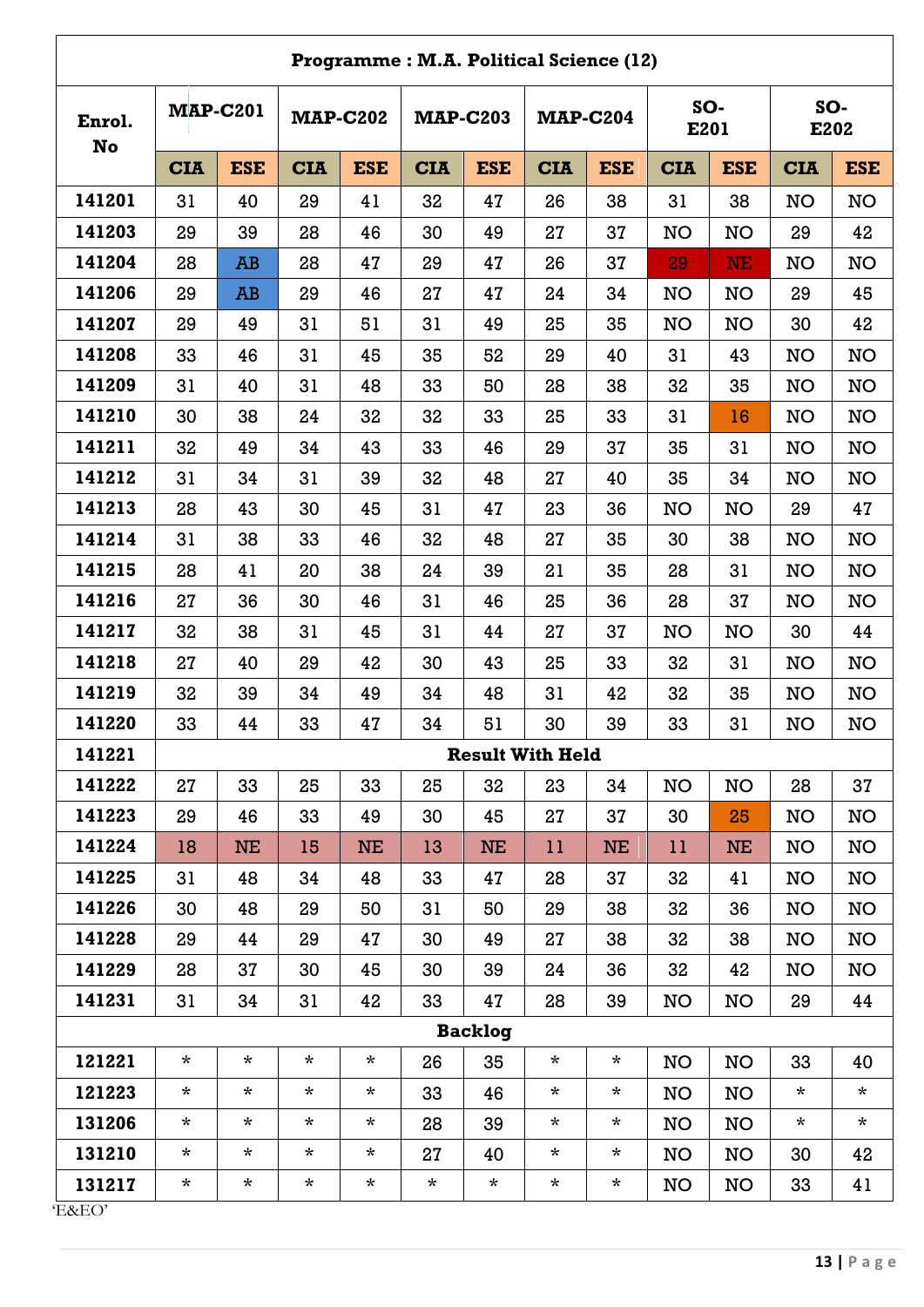**Programme : M.A. Political Science (12)**

| Enrol. No | MAP-C201 | | MAP-C202 | | MAP-C203 | | MAP-C204 | | SO-E201 | | SO-E202 | |
|---|---|---|---|---|---|---|---|---|---|---|---|---|
| | CIA | ESE | CIA | ESE | CIA | ESE | CIA | ESE | CIA | ESE | CIA | ESE |
| 141201 | 31 | 40 | 29 | 41 | 32 | 47 | 26 | 38 | 31 | 38 | NO | NO |
| 141203 | 29 | 39 | 28 | 46 | 30 | 49 | 27 | 37 | NO | NO | 29 | 42 |
| 141204 | 28 | AB | 28 | 47 | 29 | 47 | 26 | 37 | 29 | NE | NO | NO |
| 141206 | 29 | AB | 29 | 46 | 27 | 47 | 24 | 34 | NO | NO | 29 | 45 |
| 141207 | 29 | 49 | 31 | 51 | 31 | 49 | 25 | 35 | NO | NO | 30 | 42 |
| 141208 | 33 | 46 | 31 | 45 | 35 | 52 | 29 | 40 | 31 | 43 | NO | NO |
| 141209 | 31 | 40 | 31 | 48 | 33 | 50 | 28 | 38 | 32 | 35 | NO | NO |
| 141210 | 30 | 38 | 24 | 32 | 32 | 33 | 25 | 33 | 31 | 16 | NO | NO |
| 141211 | 32 | 49 | 34 | 43 | 33 | 46 | 29 | 37 | 35 | 31 | NO | NO |
| 141212 | 31 | 34 | 31 | 39 | 32 | 48 | 27 | 40 | 35 | 34 | NO | NO |
| 141213 | 28 | 43 | 30 | 45 | 31 | 47 | 23 | 36 | NO | NO | 29 | 47 |
| 141214 | 31 | 38 | 33 | 46 | 32 | 48 | 27 | 35 | 30 | 38 | NO | NO |
| 141215 | 28 | 41 | 20 | 38 | 24 | 39 | 21 | 35 | 28 | 31 | NO | NO |
| 141216 | 27 | 36 | 30 | 46 | 31 | 46 | 25 | 36 | 28 | 37 | NO | NO |
| 141217 | 32 | 38 | 31 | 45 | 31 | 44 | 27 | 37 | NO | NO | 30 | 44 |
| 141218 | 27 | 40 | 29 | 42 | 30 | 43 | 25 | 33 | 32 | 31 | NO | NO |
| 141219 | 32 | 39 | 34 | 49 | 34 | 48 | 31 | 42 | 32 | 35 | NO | NO |
| 141220 | 33 | 44 | 33 | 47 | 34 | 51 | 30 | 39 | 33 | 31 | NO | NO |
| 141221 | **Result With Held** | | | | | | | | | | | |
| 141222 | 27 | 33 | 25 | 33 | 25 | 32 | 23 | 34 | NO | NO | 28 | 37 |
| 141223 | 29 | 46 | 33 | 49 | 30 | 45 | 27 | 37 | 30 | 25 | NO | NO |
| 141224 | 18 | NE | 15 | NE | 13 | NE | 11 | NE | 11 | NE | NO | NO |
| 141225 | 31 | 48 | 34 | 48 | 33 | 47 | 28 | 37 | 32 | 41 | NO | NO |
| 141226 | 30 | 48 | 29 | 50 | 31 | 50 | 29 | 38 | 32 | 36 | NO | NO |
| 141228 | 29 | 44 | 29 | 47 | 30 | 49 | 27 | 38 | 32 | 38 | NO | NO |
| 141229 | 28 | 37 | 30 | 45 | 30 | 39 | 24 | 36 | 32 | 42 | NO | NO |
| 141231 | 31 | 34 | 31 | 42 | 33 | 47 | 28 | 39 | NO | NO | 29 | 44 |
| **Backlog** | | | | | | | | | | | | |
| 121221 | * | * | * | * | 26 | 35 | * | * | NO | NO | 33 | 40 |
| 121223 | * | * | * | * | 33 | 46 | * | * | NO | NO | * | * |
| 131206 | * | * | * | * | 28 | 39 | * | * | NO | NO | * | * |
| 131210 | * | * | * | * | 27 | 40 | * | * | NO | NO | 30 | 42 |
| 131217 | * | * | * | * | * | * | * | * | NO | NO | 33 | 41 |

'E&EO'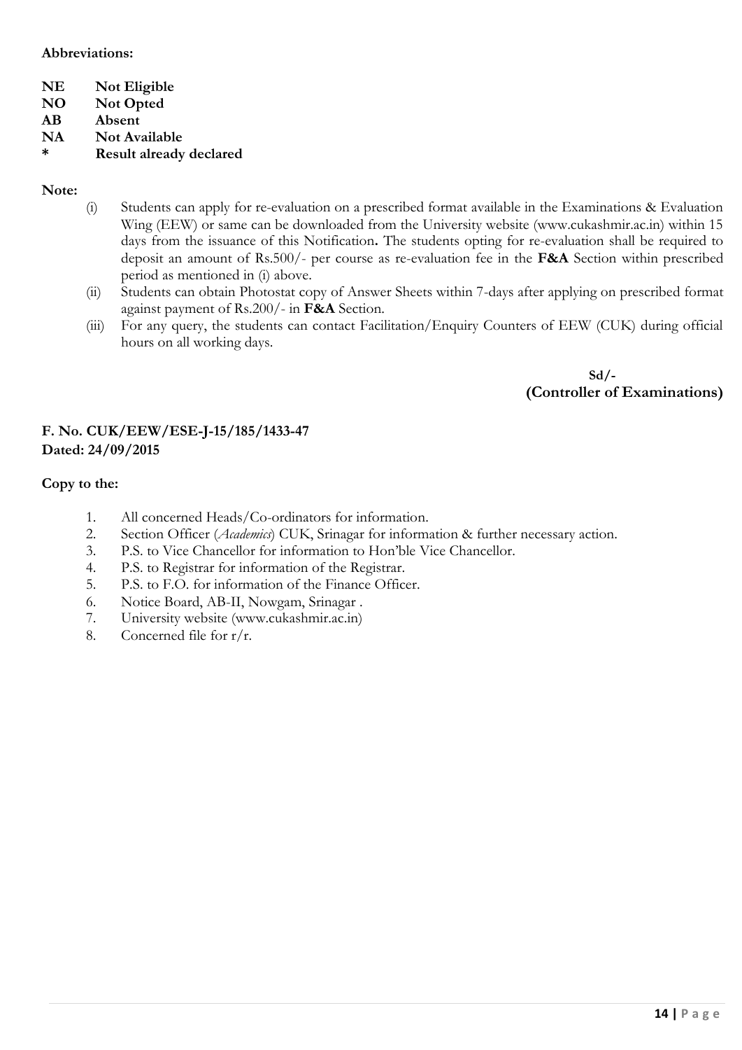**Abbreviations:**

**NE** **Not Eligible**
**NO** **Not Opted**
**AB** **Absent**
**NA** **Not Available**
**\*** **Result already declared**

**Note:**

(i) Students can apply for re-evaluation on a prescribed format available in the Examinations & Evaluation Wing (EEW) or same can be downloaded from the University website (www.cukashmir.ac.in) within 15 days from the issuance of this Notification**.** The students opting for re-evaluation shall be required to deposit an amount of Rs.500/- per course as re-evaluation fee in the **F&A** Section within prescribed period as mentioned in (i) above.

(ii) Students can obtain Photostat copy of Answer Sheets within 7-days after applying on prescribed format against payment of Rs.200/- in **F&A** Section.

(iii) For any query, the students can contact Facilitation/Enquiry Counters of EEW (CUK) during official hours on all working days.

**Sd/-**
**(Controller of Examinations)**

**F. No. CUK/EEW/ESE-J-15/185/1433-47**
**Dated: 24/09/2015**

**Copy to the:**

1. All concerned Heads/Co-ordinators for information.
2. Section Officer (*Academics*) CUK, Srinagar for information & further necessary action.
3. P.S. to Vice Chancellor for information to Hon'ble Vice Chancellor.
4. P.S. to Registrar for information of the Registrar.
5. P.S. to F.O. for information of the Finance Officer.
6. Notice Board, AB-II, Nowgam, Srinagar .
7. University website (www.cukashmir.ac.in)
8. Concerned file for r/r.